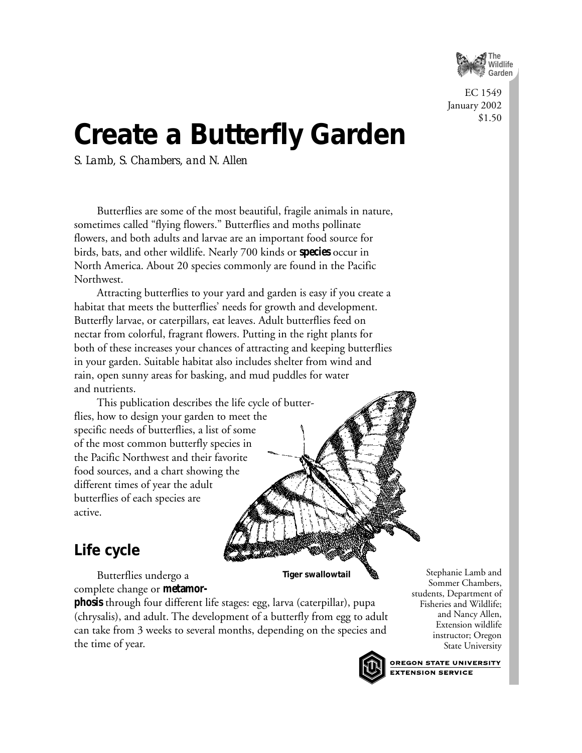The Wildlife Garden

EC 1549
January 2002
$1.50

# Create a Butterfly Garden

*S. Lamb, S. Chambers, and N. Allen*

Butterflies are some of the most beautiful, fragile animals in nature, sometimes called "flying flowers." Butterflies and moths pollinate flowers, and both adults and larvae are an important food source for birds, bats, and other wildlife. Nearly 700 kinds or **species** occur in North America. About 20 species commonly are found in the Pacific Northwest.

Attracting butterflies to your yard and garden is easy if you create a habitat that meets the butterflies' needs for growth and development. Butterfly larvae, or caterpillars, eat leaves. Adult butterflies feed on nectar from colorful, fragrant flowers. Putting in the right plants for both of these increases your chances of attracting and keeping butterflies in your garden. Suitable habitat also includes shelter from wind and rain, open sunny areas for basking, and mud puddles for water and nutrients.

This publication describes the life cycle of butterflies, how to design your garden to meet the specific needs of butterflies, a list of some of the most common butterfly species in the Pacific Northwest and their favorite food sources, and a chart showing the different times of year the adult butterflies of each species are active.

Tiger swallowtail

## Life cycle

Butterflies undergo a complete change or **metamorphosis** through four different life stages: egg, larva (caterpillar), pupa (chrysalis), and adult. The development of a butterfly from egg to adult can take from 3 weeks to several months, depending on the species and the time of year.

Stephanie Lamb and Sommer Chambers, students, Department of Fisheries and Wildlife; and Nancy Allen, Extension wildlife instructor; Oregon State University

OREGON STATE UNIVERSITY EXTENSION SERVICE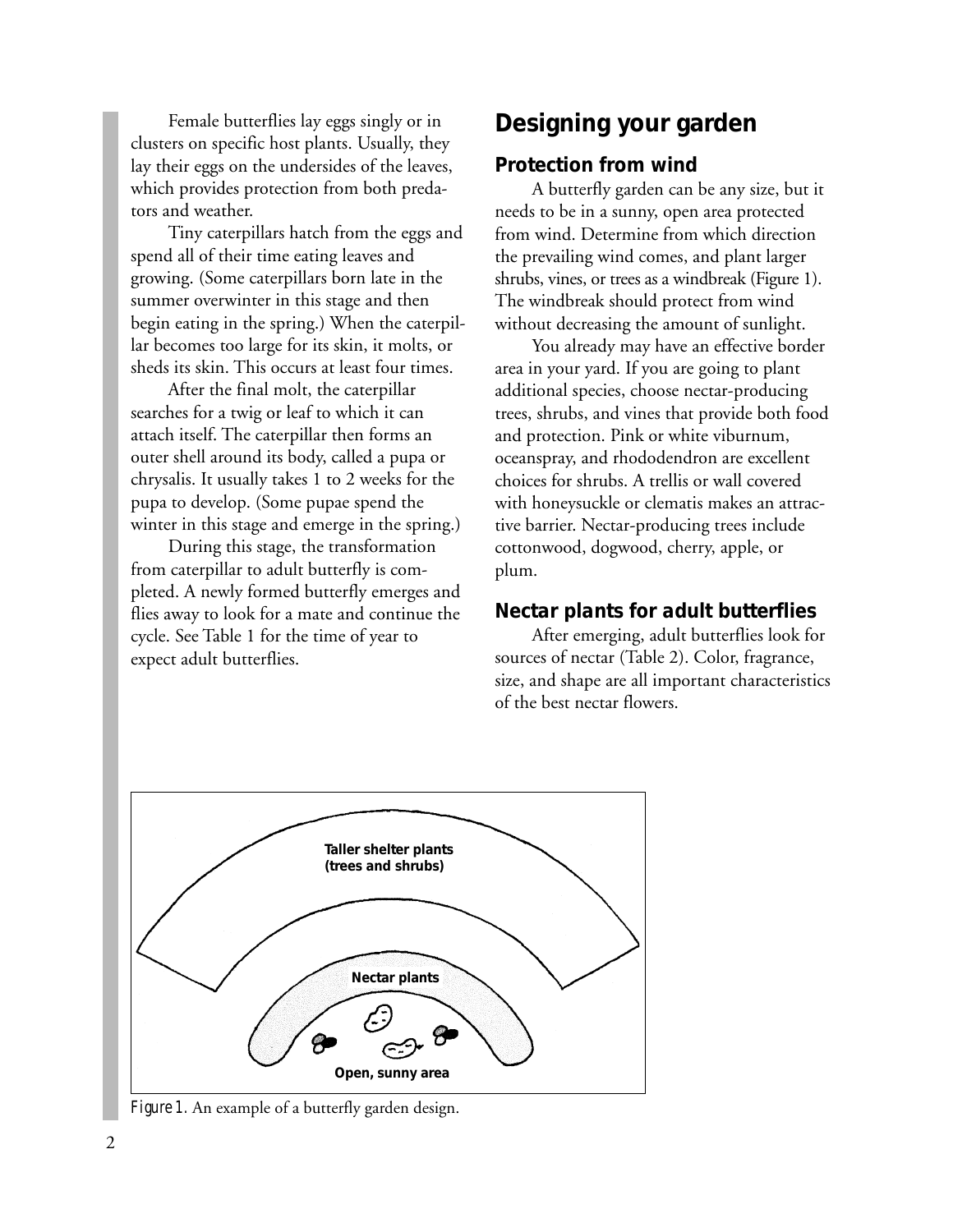Female butterflies lay eggs singly or in clusters on specific host plants. Usually, they lay their eggs on the undersides of the leaves, which provides protection from both predators and weather.

Tiny caterpillars hatch from the eggs and spend all of their time eating leaves and growing. (Some caterpillars born late in the summer overwinter in this stage and then begin eating in the spring.) When the caterpillar becomes too large for its skin, it molts, or sheds its skin. This occurs at least four times.

After the final molt, the caterpillar searches for a twig or leaf to which it can attach itself. The caterpillar then forms an outer shell around its body, called a pupa or chrysalis. It usually takes 1 to 2 weeks for the pupa to develop. (Some pupae spend the winter in this stage and emerge in the spring.)

During this stage, the transformation from caterpillar to adult butterfly is completed. A newly formed butterfly emerges and flies away to look for a mate and continue the cycle. See Table 1 for the time of year to expect adult butterflies.

## Designing your garden

### Protection from wind

A butterfly garden can be any size, but it needs to be in a sunny, open area protected from wind. Determine from which direction the prevailing wind comes, and plant larger shrubs, vines, or trees as a windbreak (Figure 1). The windbreak should protect from wind without decreasing the amount of sunlight.

You already may have an effective border area in your yard. If you are going to plant additional species, choose nectar-producing trees, shrubs, and vines that provide both food and protection. Pink or white viburnum, oceanspray, and rhododendron are excellent choices for shrubs. A trellis or wall covered with honeysuckle or clematis makes an attractive barrier. Nectar-producing trees include cottonwood, dogwood, cherry, apple, or plum.

### Nectar plants for adult butterflies

After emerging, adult butterflies look for sources of nectar (Table 2). Color, fragrance, size, and shape are all important characteristics of the best nectar flowers.

Taller shelter plants (trees and shrubs)

Nectar plants

Open, sunny area

*Figure 1.* An example of a butterfly garden design.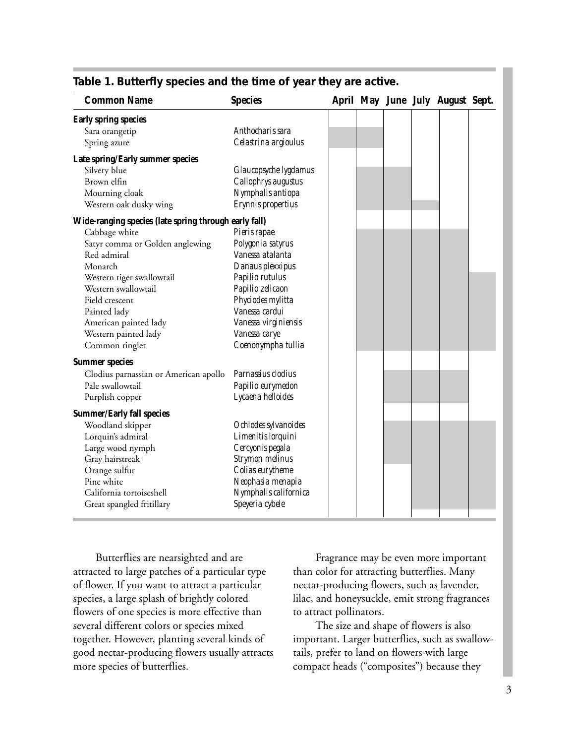**Table 1. Butterfly species and the time of year they are active.**

| Common Name | Species | April | May | June | July | August | Sept. |
|---|---|---|---|---|---|---|---|
| **Early spring species** | | | | | | | |
| Sara orangetip | *Anthocharis sara* | X | X | | | | |
| Spring azure | *Celastrina argioulus* | X | X | | | | |
| **Late spring/Early summer species** | | | | | | | |
| Silvery blue | *Glaucopsyche lygdamus* | | X | X | | | |
| Brown elfin | *Callophrys augustus* | | X | X | | | |
| Mourning cloak | *Nymphalis antiopa* | | X | X | | | |
| Western oak dusky wing | *Erynnis propertius* | | X | X | X | | |
| **Wide-ranging species (late spring through early fall)** | | | | | | | |
| Cabbage white | *Pieris rapae* | | X | X | X | X | |
| Satyr comma or Golden anglewing | *Polygonia satyrus* | | X | X | X | X | |
| Red admiral | *Vanessa atalanta* | | X | X | X | X | |
| Monarch | *Danaus plexxipus* | | X | X | X | X | |
| Western tiger swallowtail | *Papilio rutulus* | | X | X | X | X | X |
| Western swallowtail | *Papilio zelicaon* | | X | X | X | X | X |
| Field crescent | *Phyciodes mylitta* | | X | X | X | X | X |
| Painted lady | *Vanessa cardui* | | X | X | X | X | X |
| American painted lady | *Vanessa virginiensis* | | X | X | X | X | X |
| Western painted lady | *Vanessa carye* | | X | X | X | X | X |
| Common ringlet | *Coenonympha tullia* | | X | X | X | X | X |
| **Summer species** | | | | | | | |
| Clodius parnassian or American apollo | *Parnassius clodius* | | | X | X | X | |
| Pale swallowtail | *Papilio eurymedon* | | | X | X | X | |
| Purplish copper | *Lycaena helloides* | | | X | X | X | |
| **Summer/Early fall species** | | | | | | | |
| Woodland skipper | *Ochlodes sylvanoides* | | | X | X | X | X |
| Lorquin's admiral | *Limenitis lorquini* | | | X | X | X | X |
| Large wood nymph | *Cercyonis pegala* | | | X | X | X | X |
| Gray hairstreak | *Strymon melinus* | | | X | X | X | X |
| Orange sulfur | *Colias eurytheme* | | | | X | X | X |
| Pine white | *Neophasia menapia* | | | | X | X | X |
| California tortoiseshell | *Nymphalis californica* | | | | X | X | X |
| Great spangled fritillary | *Speyeria cybele* | | | | X | X | X |

Butterflies are nearsighted and are attracted to large patches of a particular type of flower. If you want to attract a particular species, a large splash of brightly colored flowers of one species is more effective than several different colors or species mixed together. However, planting several kinds of good nectar-producing flowers usually attracts more species of butterflies.

Fragrance may be even more important than color for attracting butterflies. Many nectar-producing flowers, such as lavender, lilac, and honeysuckle, emit strong fragrances to attract pollinators.

The size and shape of flowers is also important. Larger butterflies, such as swallowtails, prefer to land on flowers with large compact heads ("composites") because they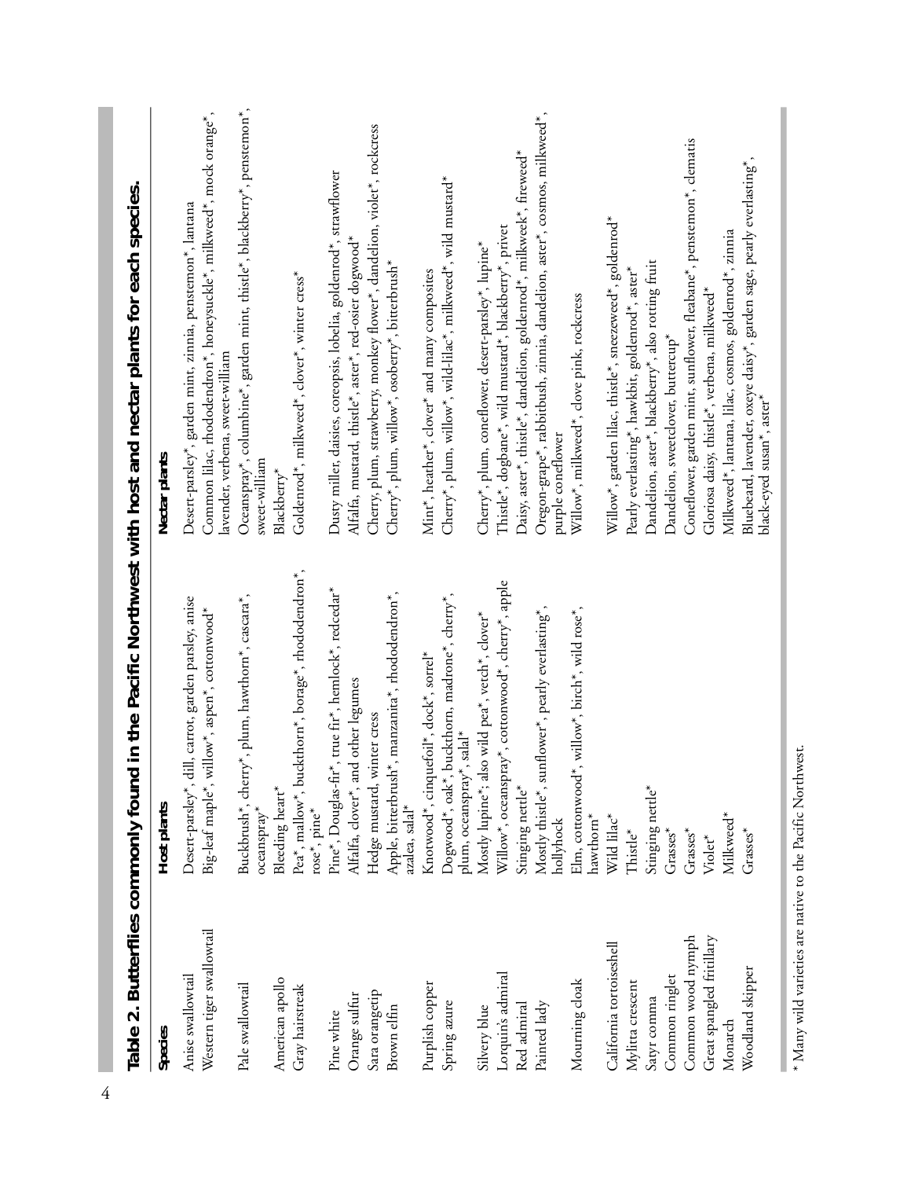## Table 2. Butterflies commonly found in the Pacific Northwest with host and nectar plants for each species.

| Species | Host plants | Nectar plants |
| --- | --- | --- |
| Anise swallowtail | Desert-parsley*, dill, carrot, garden parsley, anise | Desert-parsley*, garden mint, zinnia, penstemon*, lantana |
| Western tiger swallowtail | Big-leaf maple*, willow*, aspen*, cottonwood* | Common lilac, rhododendron*, honeysuckle*, milkweed*, mock orange*, lavender, verbena, sweet-william |
| Pale swallowtail | Buckbrush*, cherry*, plum, hawthorn*, cascara*, oceanspray* | Oceanspray*, columbine*, garden mint, thistle*, blackberry*, penstemon*, sweet-william |
| American apollo | Bleeding heart* | Blackberry* |
| Gray hairstreak | Pea*, mallow*, buckthorn*, borage*, rhododendron*, rose*, pine* | Goldenrod*, milkweed*, clover*, winter cress* |
| Pine white | Pine*, Douglas-fir*, true fir*, hemlock*, redcedar* | Dusty miller, daisies, coreopsis, lobelia, goldenrod*, strawflower |
| Orange sulfur | Alfalfa, clover*, and other legumes | Alfalfa, mustard, thistle*, aster*, red-osier dogwood* |
| Sara orangetip | Hedge mustard, winter cress | Cherry, plum, strawberry, monkey flower*, dandelion, violet*, rockcress |
| Brown elfin | Apple, bitterbrush*, manzanita*, rhododendron*, azalea, salal* | Cherry*, plum, willow*, osoberry*, bitterbrush* |
| Purplish copper | Knotwood*, cinquefoil*, dock*, sorrel* | Mint*, heather*, clover* and many composites |
| Spring azure | Dogwood*, oak*, buckthorn, madrone*, cherry*, plum, oceanspray*, salal* | Cherry*, plum, willow*, wild-lilac*, milkweed*, wild mustard* |
| Silvery blue | Mostly lupine*; also wild pea*, vetch*, clover* | Cherry*, plum, coneflower, desert-parsley*, lupine* |
| Lorquin's admiral | Willow*, oceanspray*, cottonwood*, cherry*, apple | Thistle*, dogbane*, wild mustard*, blackberry*, privet |
| Red admiral | Stinging nettle* | Daisy, aster*, thistle*, dandelion, goldenrod*, milkweek*, fireweed* |
| Painted lady | Mostly thistle*, sunflower*, pearly everlasting*, hollyhock | Oregon-grape*, rabbitbush, zinnia, dandelion, aster*, cosmos, milkweed*, purple coneflower |
| Mourning cloak | Elm, cottonwood*, willow*, birch*, wild rose*, hawthorn* | Willow*, milkweed*, clove pink, rockcress |
| California tortoiseshell | Wild lilac* | Willow*, garden lilac, thistle*, sneezeweed*, goldenrod* |
| Mylitta crescent | Thistle* | Pearly everlasting*, hawkbit, goldenrod*, aster* |
| Satyr comma | Stinging nettle* | Dandelion, aster*, blackberry*, also rotting fruit |
| Common ringlet | Grasses* | Dandelion, sweetclover, buttercup* |
| Common wood nymph | Grasses* | Coneflower, garden mint, sunflower, fleabane*, penstemon*, clematis |
| Great spangled fritillary | Violet* | Gloriosa daisy, thistle*, verbena, milkweed* |
| Monarch | Milkweed* | Milkweed*, lantana, lilac, cosmos, goldenrod*, zinnia |
| Woodland skipper | Grasses* | Bluebeard, lavender, oxeye daisy*, garden sage, pearly everlasting*, black-eyed susan*, aster* |

* Many wild varieties are native to the Pacific Northwest.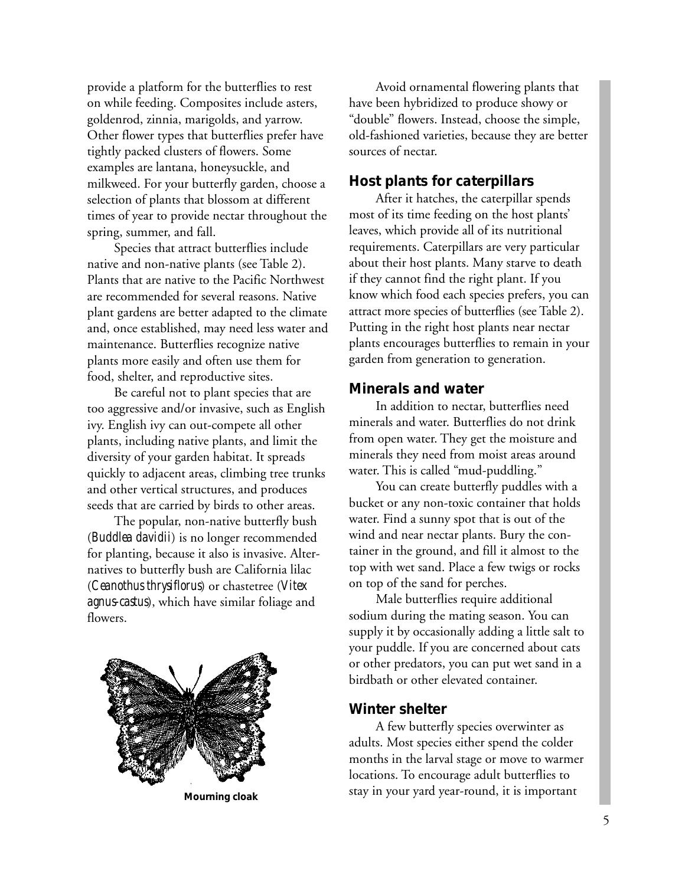provide a platform for the butterflies to rest on while feeding. Composites include asters, goldenrod, zinnia, marigolds, and yarrow. Other flower types that butterflies prefer have tightly packed clusters of flowers. Some examples are lantana, honeysuckle, and milkweed. For your butterfly garden, choose a selection of plants that blossom at different times of year to provide nectar throughout the spring, summer, and fall.

Species that attract butterflies include native and non-native plants (see Table 2). Plants that are native to the Pacific Northwest are recommended for several reasons. Native plant gardens are better adapted to the climate and, once established, may need less water and maintenance. Butterflies recognize native plants more easily and often use them for food, shelter, and reproductive sites.

Be careful not to plant species that are too aggressive and/or invasive, such as English ivy. English ivy can out-compete all other plants, including native plants, and limit the diversity of your garden habitat. It spreads quickly to adjacent areas, climbing tree trunks and other vertical structures, and produces seeds that are carried by birds to other areas.

The popular, non-native butterfly bush (*Buddlea davidii*) is no longer recommended for planting, because it also is invasive. Alternatives to butterfly bush are California lilac (*Ceanothus thrysiflorus*) or chastetree (*Vitex agnus-castus*), which have similar foliage and flowers.

**Mourning cloak**

Avoid ornamental flowering plants that have been hybridized to produce showy or "double" flowers. Instead, choose the simple, old-fashioned varieties, because they are better sources of nectar.

## Host plants for caterpillars

After it hatches, the caterpillar spends most of its time feeding on the host plants' leaves, which provide all of its nutritional requirements. Caterpillars are very particular about their host plants. Many starve to death if they cannot find the right plant. If you know which food each species prefers, you can attract more species of butterflies (see Table 2). Putting in the right host plants near nectar plants encourages butterflies to remain in your garden from generation to generation.

## Minerals and water

In addition to nectar, butterflies need minerals and water. Butterflies do not drink from open water. They get the moisture and minerals they need from moist areas around water. This is called "mud-puddling."

You can create butterfly puddles with a bucket or any non-toxic container that holds water. Find a sunny spot that is out of the wind and near nectar plants. Bury the container in the ground, and fill it almost to the top with wet sand. Place a few twigs or rocks on top of the sand for perches.

Male butterflies require additional sodium during the mating season. You can supply it by occasionally adding a little salt to your puddle. If you are concerned about cats or other predators, you can put wet sand in a birdbath or other elevated container.

## Winter shelter

A few butterfly species overwinter as adults. Most species either spend the colder months in the larval stage or move to warmer locations. To encourage adult butterflies to stay in your yard year-round, it is important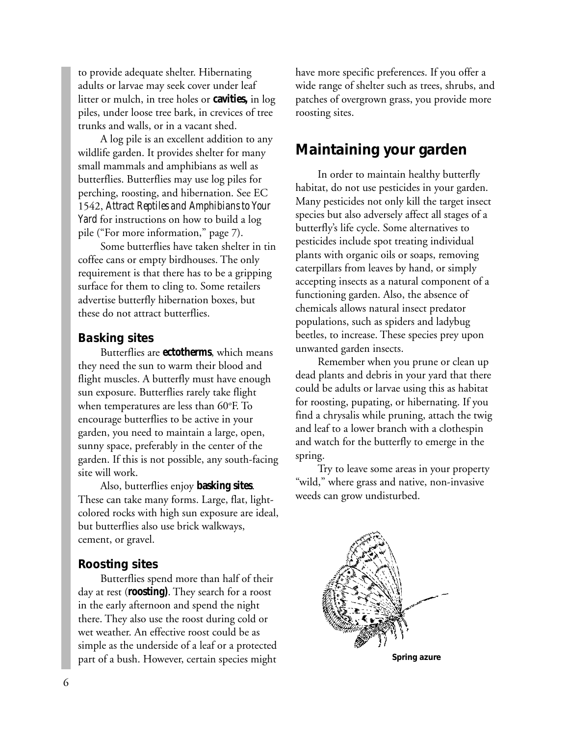to provide adequate shelter. Hibernating adults or larvae may seek cover under leaf litter or mulch, in tree holes or **cavities,** in log piles, under loose tree bark, in crevices of tree trunks and walls, or in a vacant shed.

A log pile is an excellent addition to any wildlife garden. It provides shelter for many small mammals and amphibians as well as butterflies. Butterflies may use log piles for perching, roosting, and hibernation. See EC 1542, *Attract Reptiles and Amphibians to Your Yard* for instructions on how to build a log pile ("For more information," page 7).

Some butterflies have taken shelter in tin coffee cans or empty birdhouses. The only requirement is that there has to be a gripping surface for them to cling to. Some retailers advertise butterfly hibernation boxes, but these do not attract butterflies.

### Basking sites

Butterflies are **ectotherms**, which means they need the sun to warm their blood and flight muscles. A butterfly must have enough sun exposure. Butterflies rarely take flight when temperatures are less than 60°F. To encourage butterflies to be active in your garden, you need to maintain a large, open, sunny space, preferably in the center of the garden. If this is not possible, any south-facing site will work.

Also, butterflies enjoy **basking sites**. These can take many forms. Large, flat, light-colored rocks with high sun exposure are ideal, but butterflies also use brick walkways, cement, or gravel.

### Roosting sites

Butterflies spend more than half of their day at rest (**roosting)**. They search for a roost in the early afternoon and spend the night there. They also use the roost during cold or wet weather. An effective roost could be as simple as the underside of a leaf or a protected part of a bush. However, certain species might have more specific preferences. If you offer a wide range of shelter such as trees, shrubs, and patches of overgrown grass, you provide more roosting sites.

## Maintaining your garden

In order to maintain healthy butterfly habitat, do not use pesticides in your garden. Many pesticides not only kill the target insect species but also adversely affect all stages of a butterfly's life cycle. Some alternatives to pesticides include spot treating individual plants with organic oils or soaps, removing caterpillars from leaves by hand, or simply accepting insects as a natural component of a functioning garden. Also, the absence of chemicals allows natural insect predator populations, such as spiders and ladybug beetles, to increase. These species prey upon unwanted garden insects.

Remember when you prune or clean up dead plants and debris in your yard that there could be adults or larvae using this as habitat for roosting, pupating, or hibernating. If you find a chrysalis while pruning, attach the twig and leaf to a lower branch with a clothespin and watch for the butterfly to emerge in the spring.

Try to leave some areas in your property "wild," where grass and native, non-invasive weeds can grow undisturbed.

**Spring azure**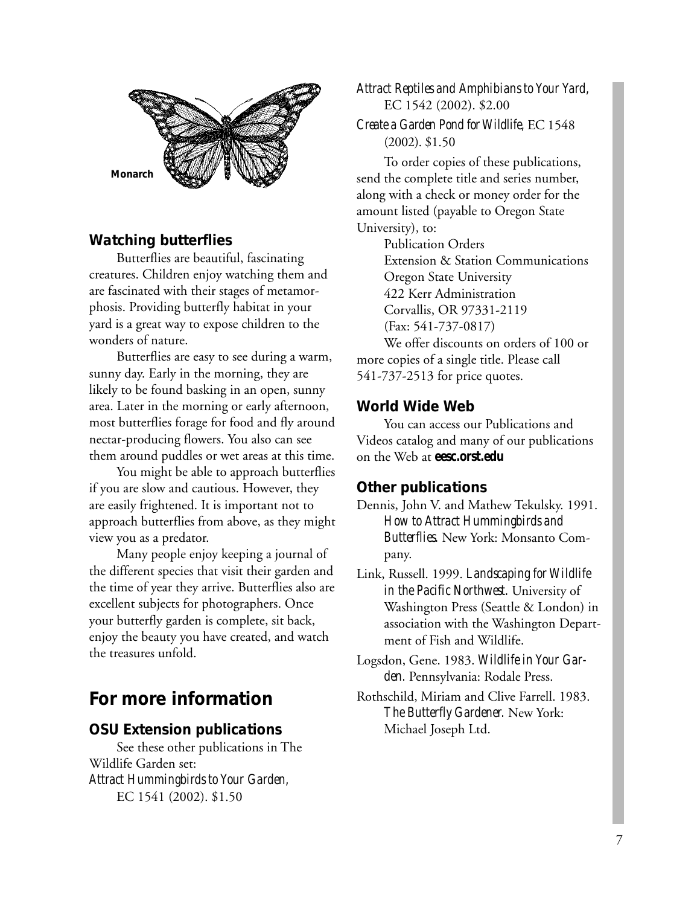Monarch

### Watching butterflies

Butterflies are beautiful, fascinating creatures. Children enjoy watching them and are fascinated with their stages of metamorphosis. Providing butterfly habitat in your yard is a great way to expose children to the wonders of nature.

Butterflies are easy to see during a warm, sunny day. Early in the morning, they are likely to be found basking in an open, sunny area. Later in the morning or early afternoon, most butterflies forage for food and fly around nectar-producing flowers. You also can see them around puddles or wet areas at this time.

You might be able to approach butterflies if you are slow and cautious. However, they are easily frightened. It is important not to approach butterflies from above, as they might view you as a predator.

Many people enjoy keeping a journal of the different species that visit their garden and the time of year they arrive. Butterflies also are excellent subjects for photographers. Once your butterfly garden is complete, sit back, enjoy the beauty you have created, and watch the treasures unfold.

## For more information

### OSU Extension publications

See these other publications in The Wildlife Garden set:

*Attract Hummingbirds to Your Garden*, EC 1541 (2002). $1.50

*Attract Reptiles and Amphibians to Your Yard*, EC 1542 (2002). $2.00

*Create a Garden Pond for Wildlife*, EC 1548 (2002). $1.50

To order copies of these publications, send the complete title and series number, along with a check or money order for the amount listed (payable to Oregon State University), to:

Publication Orders
Extension & Station Communications
Oregon State University
422 Kerr Administration
Corvallis, OR 97331-2119
(Fax: 541-737-0817)

We offer discounts on orders of 100 or more copies of a single title. Please call 541-737-2513 for price quotes.

### World Wide Web

You can access our Publications and Videos catalog and many of our publications on the Web at **eesc.orst.edu**

### Other publications

Dennis, John V. and Mathew Tekulsky. 1991. *How to Attract Hummingbirds and Butterflies*. New York: Monsanto Company.

Link, Russell. 1999. *Landscaping for Wildlife in the Pacific Northwest*. University of Washington Press (Seattle & London) in association with the Washington Department of Fish and Wildlife.

Logsdon, Gene. 1983. *Wildlife in Your Garden*. Pennsylvania: Rodale Press.

Rothschild, Miriam and Clive Farrell. 1983. *The Butterfly Gardener*. New York: Michael Joseph Ltd.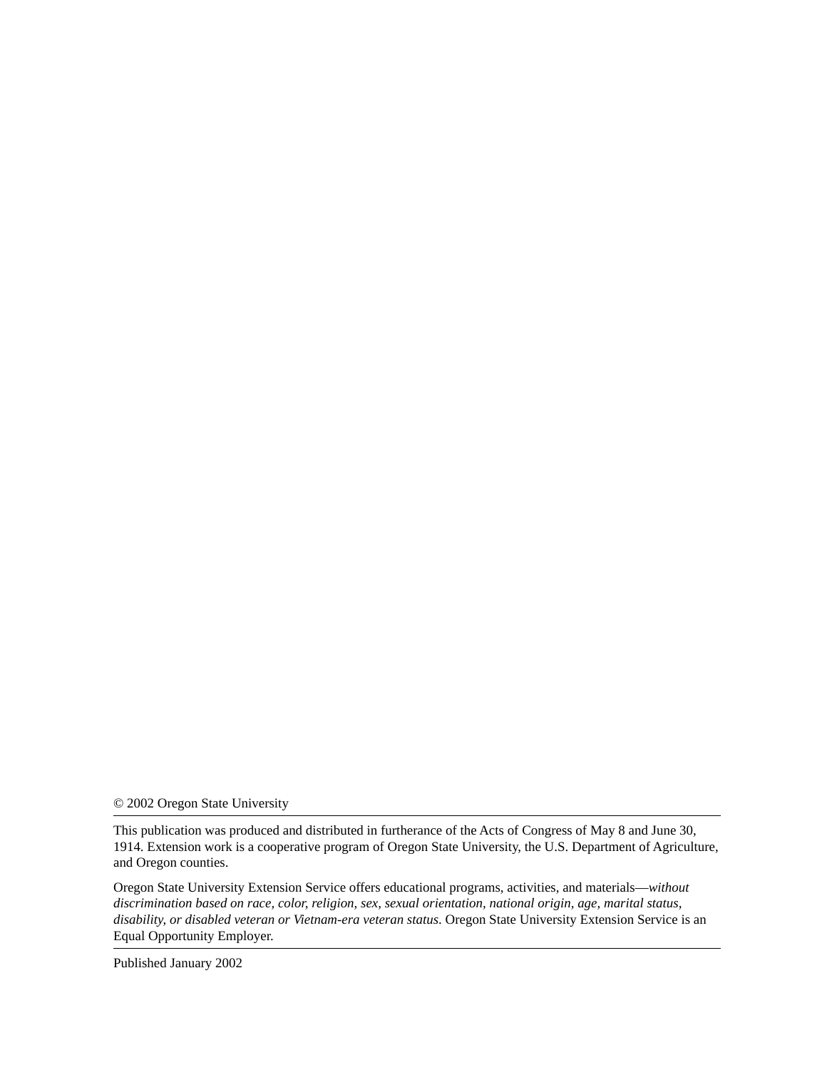© 2002 Oregon State University

---

This publication was produced and distributed in furtherance of the Acts of Congress of May 8 and June 30, 1914. Extension work is a cooperative program of Oregon State University, the U.S. Department of Agriculture, and Oregon counties.

Oregon State University Extension Service offers educational programs, activities, and materials—*without discrimination based on race, color, religion, sex, sexual orientation, national origin, age, marital status, disability, or disabled veteran or Vietnam-era veteran status.* Oregon State University Extension Service is an Equal Opportunity Employer.

---

Published January 2002